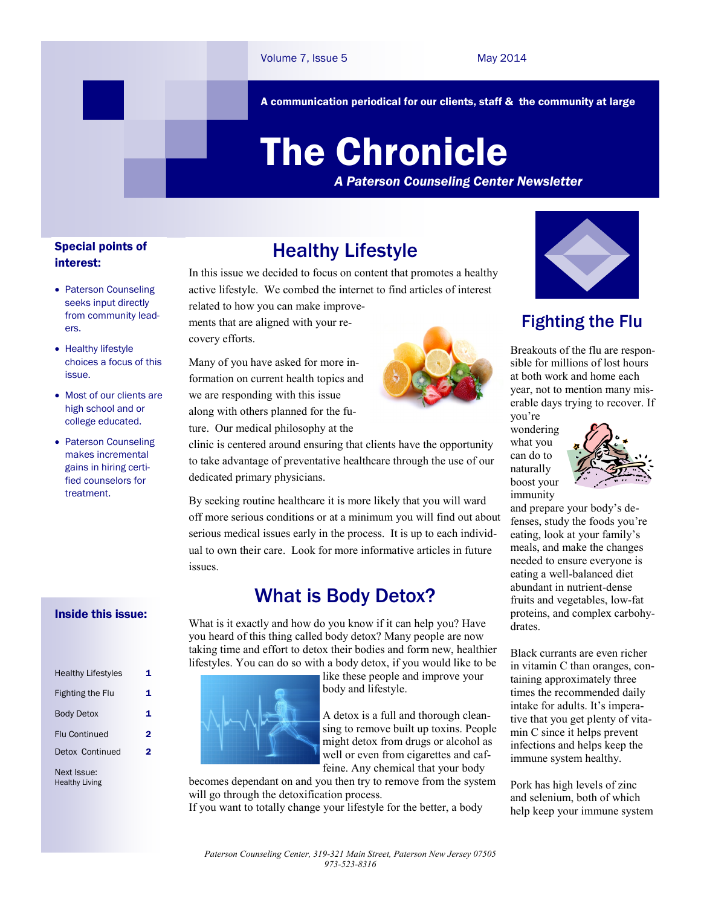# The Chronicle

*A Paterson Counseling Center Newsletter*

**A communication periodical for our clients, staff & the community at large**

Volume 7, Issue 5 — May 2014

### Special points of interest:

- Paterson Counseling seeks input directly from community leaders.
- Healthy lifestyle choices a focus of this issue.
- Most of our clients are high school and or college educated.
- Paterson Counseling makes incremental gains in hiring certified counselors for treatment.

### Inside this issue:

| | |
|---|---|
| Healthy Lifestyles | 1 |
| Fighting the Flu | 1 |
| Body Detox | 1 |
| Flu Continued | 2 |
| Detox Continued | 2 |

Next Issue: Healthy Living

## Healthy Lifestyle

In this issue we decided to focus on content that promotes a healthy active lifestyle. We combed the internet to find articles of interest related to how you can make improvements that are aligned with your recovery efforts.

Many of you have asked for more information on current health topics and we are responding with this issue along with others planned for the future. Our medical philosophy at the clinic is centered around ensuring that clients have the opportunity to take advantage of preventative healthcare through the use of our dedicated primary physicians.

By seeking routine healthcare it is more likely that you will ward off more serious conditions or at a minimum you will find out about serious medical issues early in the process. It is up to each individual to own their care. Look for more informative articles in future issues.

## What is Body Detox?

What is it exactly and how do you know if it can help you? Have you heard of this thing called body detox? Many people are now taking time and effort to detox their bodies and form new, healthier lifestyles. You can do so with a body detox, if you would like to be like these people and improve your body and lifestyle.

A detox is a full and thorough cleansing to remove built up toxins. People might detox from drugs or alcohol as well or even from cigarettes and caffeine. Any chemical that your body becomes dependant on and you then try to remove from the system will go through the detoxification process.

If you want to totally change your lifestyle for the better, a body

## Fighting the Flu

Breakouts of the flu are responsible for millions of lost hours at both work and home each year, not to mention many miserable days trying to recover. If you're wondering what you can do to naturally boost your immunity and prepare your body's defenses, study the foods you're eating, look at your family's meals, and make the changes needed to ensure everyone is eating a well-balanced diet abundant in nutrient-dense fruits and vegetables, low-fat proteins, and complex carbohydrates.

Black currants are even richer in vitamin C than oranges, containing approximately three times the recommended daily intake for adults. It's imperative that you get plenty of vitamin C since it helps prevent infections and helps keep the immune system healthy.

Pork has high levels of zinc and selenium, both of which help keep your immune system

*Paterson Counseling Center, 319-321 Main Street, Paterson New Jersey 07505*
*973-523-8316*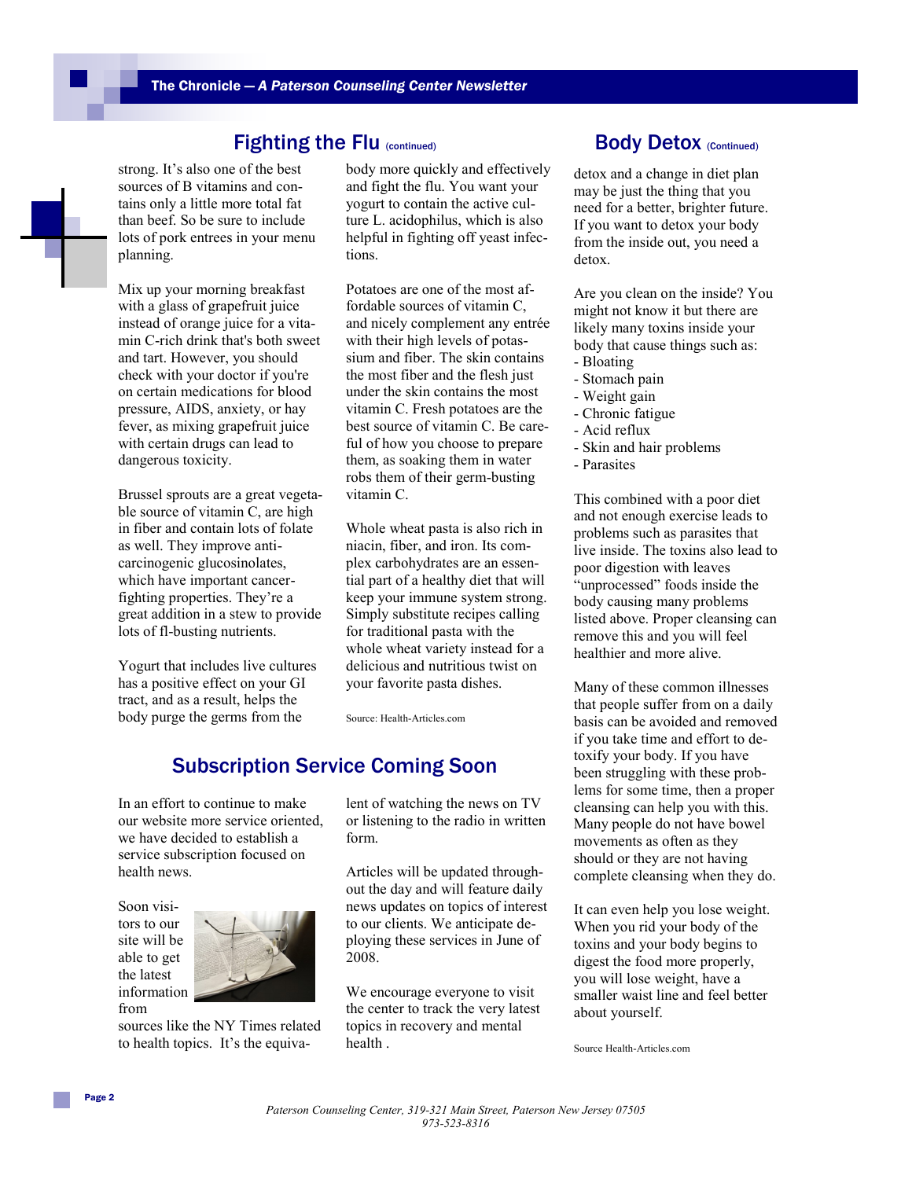## Fighting the Flu (continued)

strong. It's also one of the best sources of B vitamins and contains only a little more total fat than beef. So be sure to include lots of pork entrees in your menu planning.

Mix up your morning breakfast with a glass of grapefruit juice instead of orange juice for a vitamin C-rich drink that's both sweet and tart. However, you should check with your doctor if you're on certain medications for blood pressure, AIDS, anxiety, or hay fever, as mixing grapefruit juice with certain drugs can lead to dangerous toxicity.

Brussel sprouts are a great vegetable source of vitamin C, are high in fiber and contain lots of folate as well. They improve anti-carcinogenic glucosinolates, which have important cancer-fighting properties. They're a great addition in a stew to provide lots of fl-busting nutrients.

Yogurt that includes live cultures has a positive effect on your GI tract, and as a result, helps the body purge the germs from the body more quickly and effectively and fight the flu. You want your yogurt to contain the active culture L. acidophilus, which is also helpful in fighting off yeast infections.

Potatoes are one of the most affordable sources of vitamin C, and nicely complement any entrée with their high levels of potassium and fiber. The skin contains the most fiber and the flesh just under the skin contains the most vitamin C. Fresh potatoes are the best source of vitamin C. Be careful of how you choose to prepare them, as soaking them in water robs them of their germ-busting vitamin C.

Whole wheat pasta is also rich in niacin, fiber, and iron. Its complex carbohydrates are an essential part of a healthy diet that will keep your immune system strong. Simply substitute recipes calling for traditional pasta with the whole wheat variety instead for a delicious and nutritious twist on your favorite pasta dishes.

Source: Health-Articles.com

## Subscription Service Coming Soon

In an effort to continue to make our website more service oriented, we have decided to establish a service subscription focused on health news.

Soon visitors to our site will be able to get the latest information from sources like the NY Times related to health topics. It's the equivalent of watching the news on TV or listening to the radio in written form.

Articles will be updated throughout the day and will feature daily news updates on topics of interest to our clients. We anticipate deploying these services in June of 2008.

We encourage everyone to visit the center to track the very latest topics in recovery and mental health .

## Body Detox (Continued)

detox and a change in diet plan may be just the thing that you need for a better, brighter future. If you want to detox your body from the inside out, you need a detox.

Are you clean on the inside? You might not know it but there are likely many toxins inside your body that cause things such as:

- Bloating
- Stomach pain
- Weight gain
- Chronic fatigue
- Acid reflux
- Skin and hair problems
- Parasites

This combined with a poor diet and not enough exercise leads to problems such as parasites that live inside. The toxins also lead to poor digestion with leaves "unprocessed" foods inside the body causing many problems listed above. Proper cleansing can remove this and you will feel healthier and more alive.

Many of these common illnesses that people suffer from on a daily basis can be avoided and removed if you take time and effort to detoxify your body. If you have been struggling with these problems for some time, then a proper cleansing can help you with this. Many people do not have bowel movements as often as they should or they are not having complete cleansing when they do.

It can even help you lose weight. When you rid your body of the toxins and your body begins to digest the food more properly, you will lose weight, have a smaller waist line and feel better about yourself.

Source Health-Articles.com

*Paterson Counseling Center, 319-321 Main Street, Paterson New Jersey 07505*
*973-523-8316*